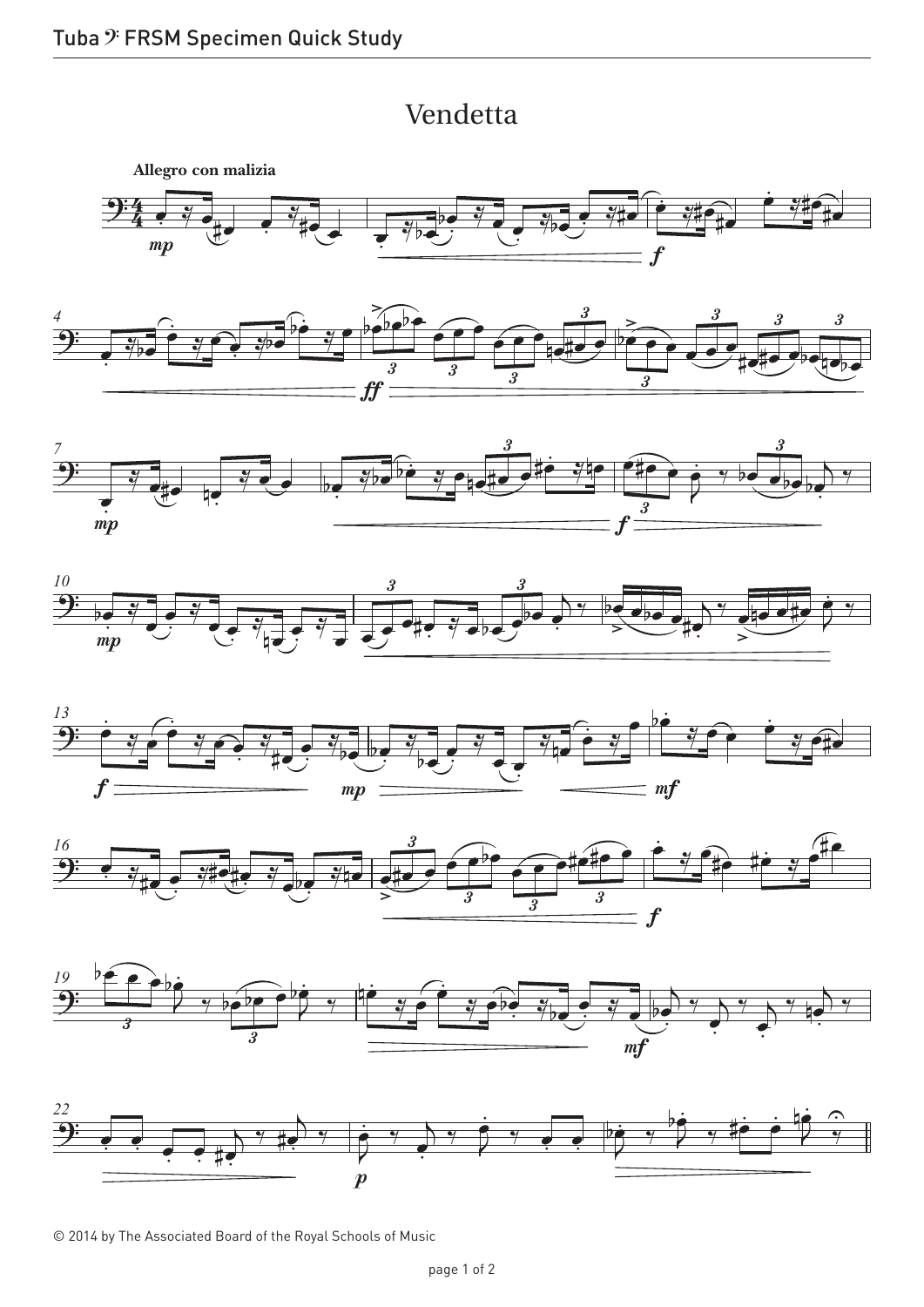# Vendetta

**Allegro con malizia**

© 2014 by The Associated Board of the Royal Schools of Music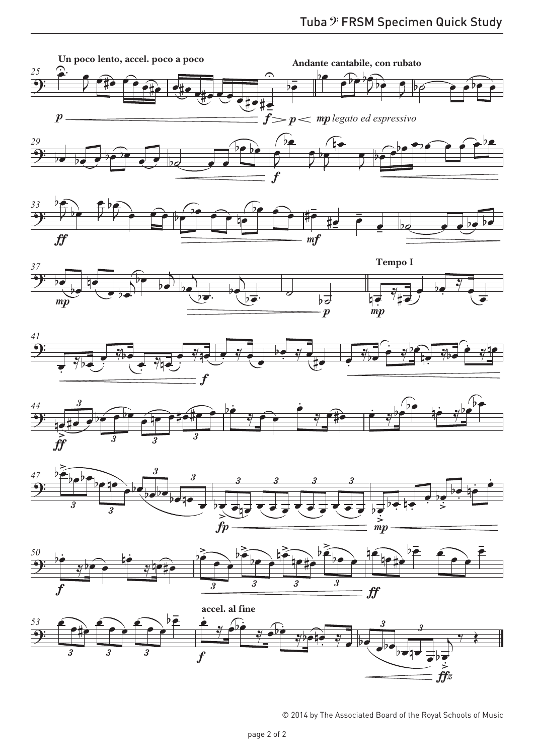© 2014 by The Associated Board of the Royal Schools of Music